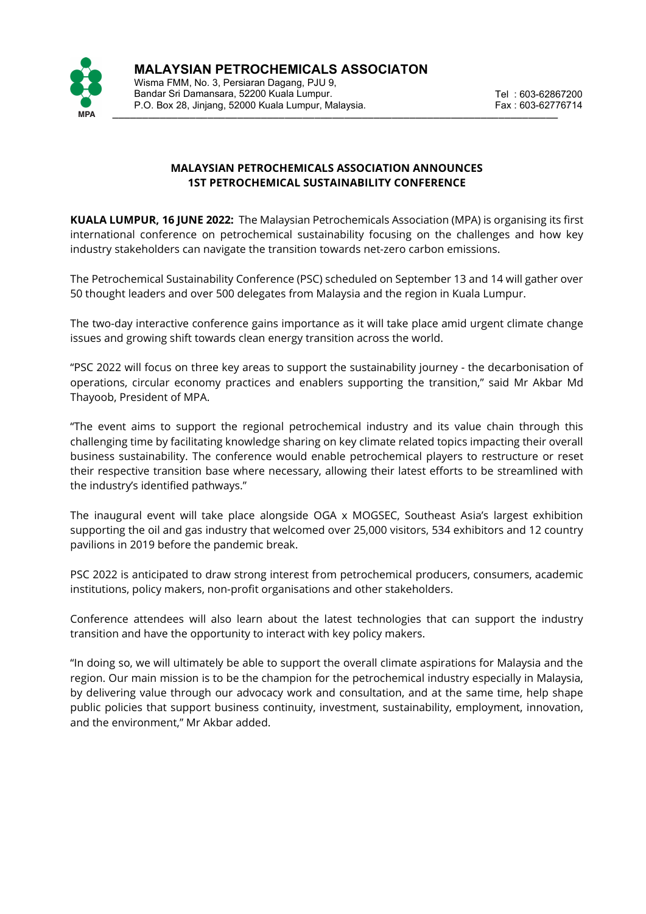**MALAYSIAN PETROCHEMICALS ASSOCIATON**
Wisma FMM, No. 3, Persiaran Dagang, PJU 9,
Bandar Sri Damansara, 52200 Kuala Lumpur.
P.O. Box 28, Jinjang, 52000 Kuala Lumpur, Malaysia.

Tel : 603-62867200
Fax : 603-62776714

MPA

# MALAYSIAN PETROCHEMICALS ASSOCIATION ANNOUNCES 1ST PETROCHEMICAL SUSTAINABILITY CONFERENCE

**KUALA LUMPUR, 16 JUNE 2022:** The Malaysian Petrochemicals Association (MPA) is organising its first international conference on petrochemical sustainability focusing on the challenges and how key industry stakeholders can navigate the transition towards net-zero carbon emissions.

The Petrochemical Sustainability Conference (PSC) scheduled on September 13 and 14 will gather over 50 thought leaders and over 500 delegates from Malaysia and the region in Kuala Lumpur.

The two-day interactive conference gains importance as it will take place amid urgent climate change issues and growing shift towards clean energy transition across the world.

"PSC 2022 will focus on three key areas to support the sustainability journey - the decarbonisation of operations, circular economy practices and enablers supporting the transition," said Mr Akbar Md Thayoob, President of MPA.

"The event aims to support the regional petrochemical industry and its value chain through this challenging time by facilitating knowledge sharing on key climate related topics impacting their overall business sustainability. The conference would enable petrochemical players to restructure or reset their respective transition base where necessary, allowing their latest efforts to be streamlined with the industry's identified pathways."

The inaugural event will take place alongside OGA x MOGSEC, Southeast Asia's largest exhibition supporting the oil and gas industry that welcomed over 25,000 visitors, 534 exhibitors and 12 country pavilions in 2019 before the pandemic break.

PSC 2022 is anticipated to draw strong interest from petrochemical producers, consumers, academic institutions, policy makers, non-profit organisations and other stakeholders.

Conference attendees will also learn about the latest technologies that can support the industry transition and have the opportunity to interact with key policy makers.

"In doing so, we will ultimately be able to support the overall climate aspirations for Malaysia and the region. Our main mission is to be the champion for the petrochemical industry especially in Malaysia, by delivering value through our advocacy work and consultation, and at the same time, help shape public policies that support business continuity, investment, sustainability, employment, innovation, and the environment," Mr Akbar added.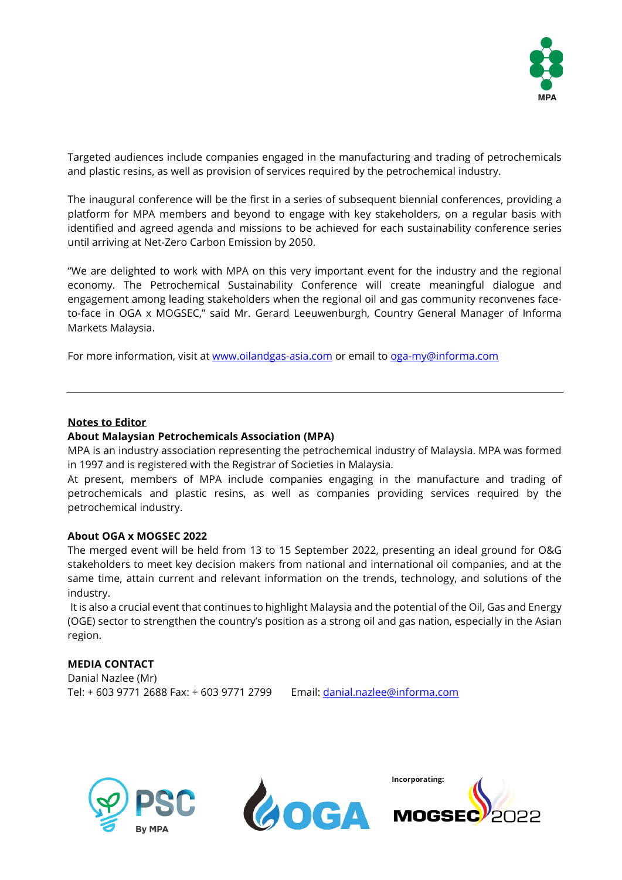Targeted audiences include companies engaged in the manufacturing and trading of petrochemicals and plastic resins, as well as provision of services required by the petrochemical industry.

The inaugural conference will be the first in a series of subsequent biennial conferences, providing a platform for MPA members and beyond to engage with key stakeholders, on a regular basis with identified and agreed agenda and missions to be achieved for each sustainability conference series until arriving at Net-Zero Carbon Emission by 2050.

"We are delighted to work with MPA on this very important event for the industry and the regional economy. The Petrochemical Sustainability Conference will create meaningful dialogue and engagement among leading stakeholders when the regional oil and gas community reconvenes face-to-face in OGA x MOGSEC," said Mr. Gerard Leeuwenburgh, Country General Manager of Informa Markets Malaysia.

For more information, visit at [www.oilandgas-asia.com](http://www.oilandgas-asia.com) or email to [oga-my@informa.com](mailto:oga-my@informa.com)

---

**Notes to Editor**

**About Malaysian Petrochemicals Association (MPA)**

MPA is an industry association representing the petrochemical industry of Malaysia. MPA was formed in 1997 and is registered with the Registrar of Societies in Malaysia.

At present, members of MPA include companies engaging in the manufacture and trading of petrochemicals and plastic resins, as well as companies providing services required by the petrochemical industry.

**About OGA x MOGSEC 2022**

The merged event will be held from 13 to 15 September 2022, presenting an ideal ground for O&G stakeholders to meet key decision makers from national and international oil companies, and at the same time, attain current and relevant information on the trends, technology, and solutions of the industry.

It is also a crucial event that continues to highlight Malaysia and the potential of the Oil, Gas and Energy (OGE) sector to strengthen the country's position as a strong oil and gas nation, especially in the Asian region.

**MEDIA CONTACT**

Danial Nazlee (Mr)

Tel: + 603 9771 2688 Fax: + 603 9771 2799 Email: [danial.nazlee@informa.com](mailto:danial.nazlee@informa.com)